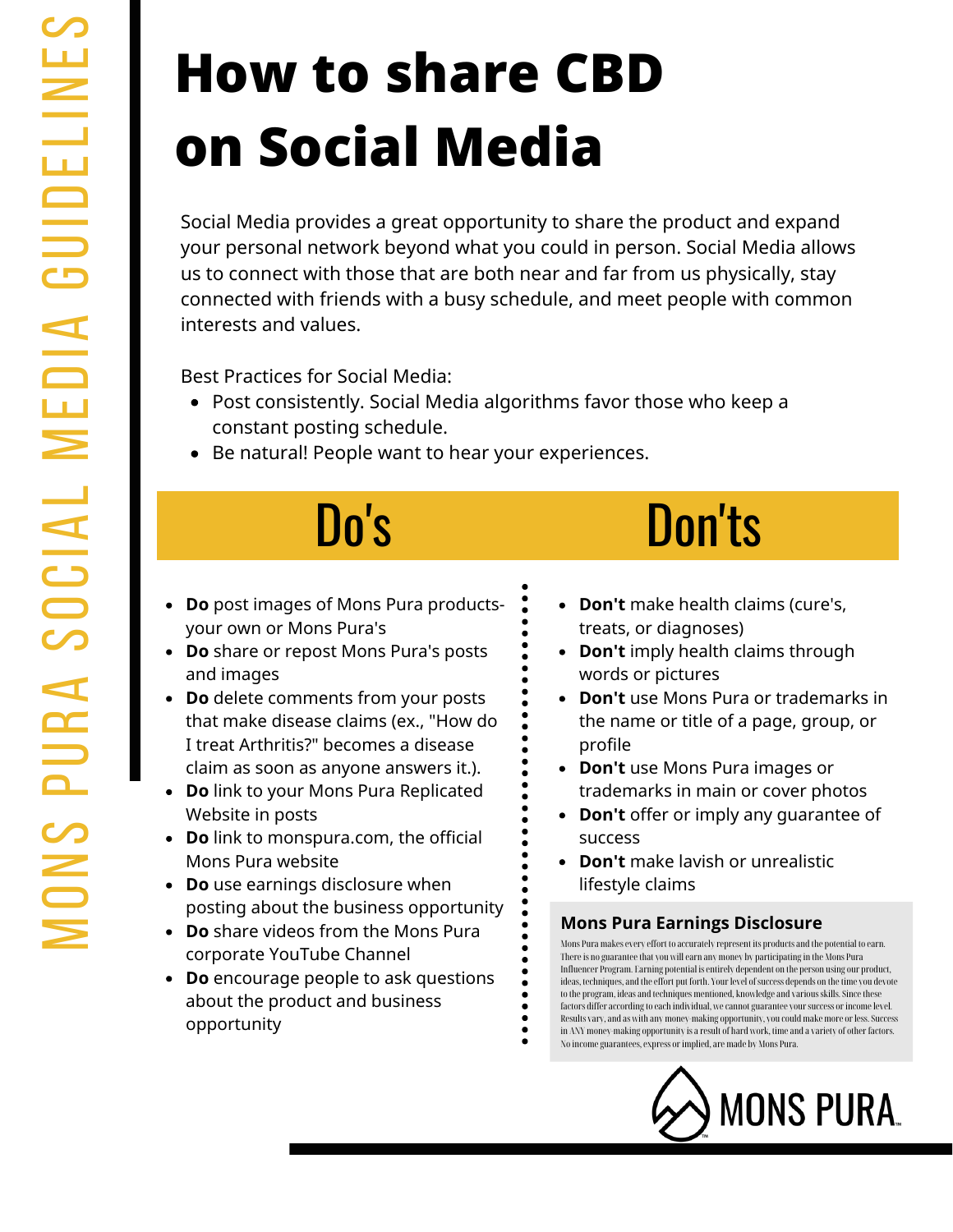MONS PURA SOCIAL MEDIA GUIDELINES

# How to share CBD on Social Media

Social Media provides a great opportunity to share the product and expand your personal network beyond what you could in person. Social Media allows us to connect with those that are both near and far from us physically, stay connected with friends with a busy schedule, and meet people with common interests and values.

Best Practices for Social Media:

- Post consistently. Social Media algorithms favor those who keep a constant posting schedule.
- Be natural! People want to hear your experiences.

## Do's

- **Do** post images of Mons Pura products- your own or Mons Pura's
- **Do** share or repost Mons Pura's posts and images
- **Do** delete comments from your posts that make disease claims (ex., "How do I treat Arthritis?" becomes a disease claim as soon as anyone answers it.).
- **Do** link to your Mons Pura Replicated Website in posts
- **Do** link to monspura.com, the official Mons Pura website
- **Do** use earnings disclosure when posting about the business opportunity
- **Do** share videos from the Mons Pura corporate YouTube Channel
- **Do** encourage people to ask questions about the product and business opportunity

## Don'ts

- **Don't** make health claims (cure's, treats, or diagnoses)
- **Don't** imply health claims through words or pictures
- **Don't** use Mons Pura or trademarks in the name or title of a page, group, or profile
- **Don't** use Mons Pura images or trademarks in main or cover photos
- **Don't** offer or imply any guarantee of success
- **Don't** make lavish or unrealistic lifestyle claims

### Mons Pura Earnings Disclosure

Mons Pura makes every effort to accurately represent its products and the potential to earn. There is no guarantee that you will earn any money by participating in the Mons Pura Influencer Program. Earning potential is entirely dependent on the person using our product, ideas, techniques, and the effort put forth. Your level of success depends on the time you devote to the program, ideas and techniques mentioned, knowledge and various skills. Since these factors differ according to each individual, we cannot guarantee your success or income level. Results vary, and as with any money-making opportunity, you could make more or less. Success in ANY money-making opportunity is a result of hard work, time and a variety of other factors. No income guarantees, express or implied, are made by Mons Pura.

MONS PURA™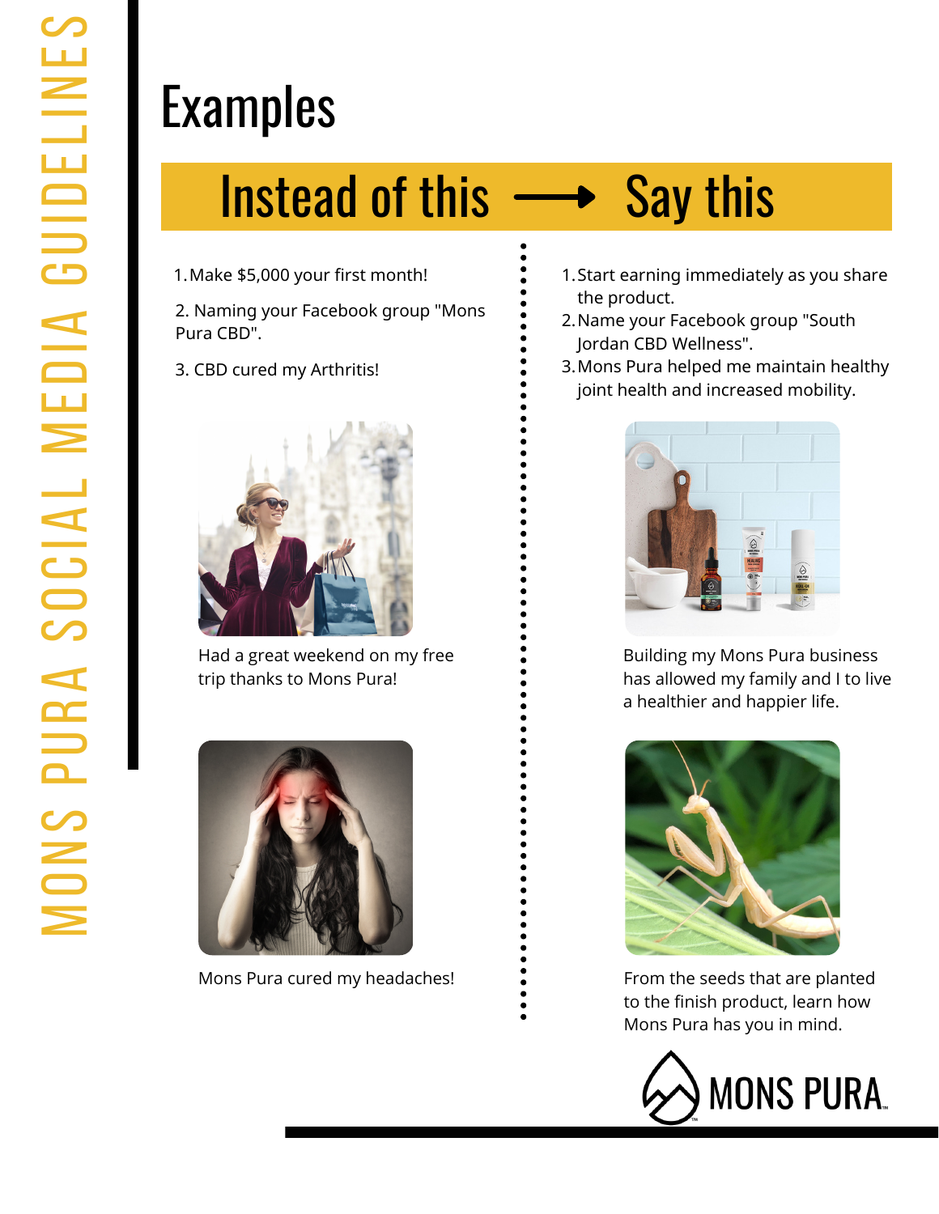MONS PURA SOCIAL MEDIA GUIDELINES

# Examples

## Instead of this → Say this

**Instead of this**

1. Make $5,000 your first month!
2. Naming your Facebook group "Mons Pura CBD".
3. CBD cured my Arthritis!

Had a great weekend on my free trip thanks to Mons Pura!

Mons Pura cured my headaches!

**Say this**

1. Start earning immediately as you share the product.
2. Name your Facebook group "South Jordan CBD Wellness".
3. Mons Pura helped me maintain healthy joint health and increased mobility.

Building my Mons Pura business has allowed my family and I to live a healthier and happier life.

From the seeds that are planted to the finish product, learn how Mons Pura has you in mind.

MONS PURA